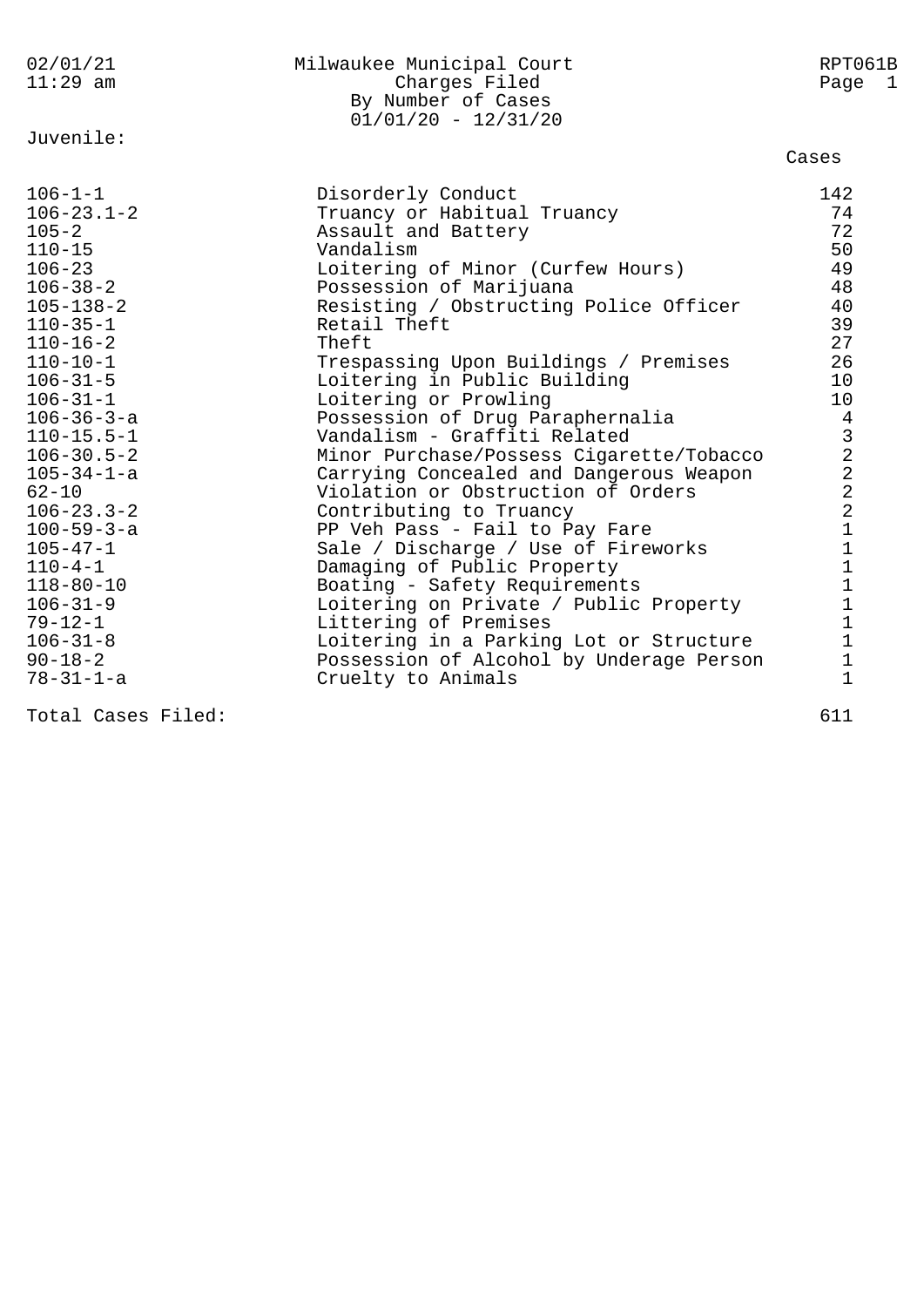02/01/21
11:29 am

Milwaukee Municipal Court
Charges Filed
By Number of Cases
01/01/20 - 12/31/20

RPT061B

Juvenile:

| | | Cases |
|---|---|---|
| 106-1-1 | Disorderly Conduct | 142 |
| 106-23.1-2 | Truancy or Habitual Truancy | 74 |
| 105-2 | Assault and Battery | 72 |
| 110-15 | Vandalism | 50 |
| 106-23 | Loitering of Minor (Curfew Hours) | 49 |
| 106-38-2 | Possession of Marijuana | 48 |
| 105-138-2 | Resisting / Obstructing Police Officer | 40 |
| 110-35-1 | Retail Theft | 39 |
| 110-16-2 | Theft | 27 |
| 110-10-1 | Trespassing Upon Buildings / Premises | 26 |
| 106-31-5 | Loitering in Public Building | 10 |
| 106-31-1 | Loitering or Prowling | 10 |
| 106-36-3-a | Possession of Drug Paraphernalia | 4 |
| 110-15.5-1 | Vandalism - Graffiti Related | 3 |
| 106-30.5-2 | Minor Purchase/Possess Cigarette/Tobacco | 2 |
| 105-34-1-a | Carrying Concealed and Dangerous Weapon | 2 |
| 62-10 | Violation or Obstruction of Orders | 2 |
| 106-23.3-2 | Contributing to Truancy | 2 |
| 100-59-3-a | PP Veh Pass - Fail to Pay Fare | 1 |
| 105-47-1 | Sale / Discharge / Use of Fireworks | 1 |
| 110-4-1 | Damaging of Public Property | 1 |
| 118-80-10 | Boating - Safety Requirements | 1 |
| 106-31-9 | Loitering on Private / Public Property | 1 |
| 79-12-1 | Littering of Premises | 1 |
| 106-31-8 | Loitering in a Parking Lot or Structure | 1 |
| 90-18-2 | Possession of Alcohol by Underage Person | 1 |
| 78-31-1-a | Cruelty to Animals | 1 |

Total Cases Filed: 611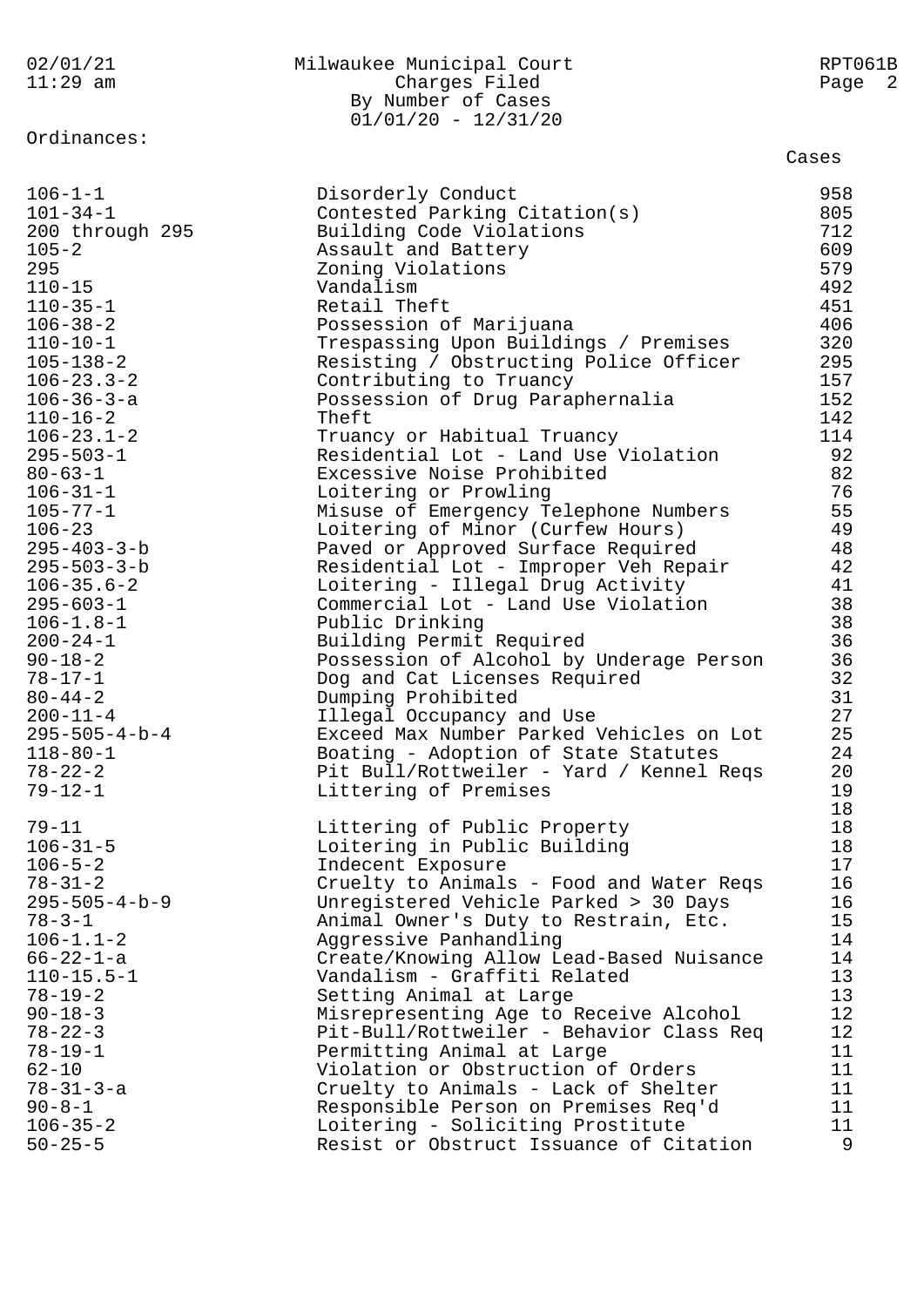Ordinances:

| | | Cases |
|---|---|---|
| 106-1-1 | Disorderly Conduct | 958 |
| 101-34-1 | Contested Parking Citation(s) | 805 |
| 200 through 295 | Building Code Violations | 712 |
| 105-2 | Assault and Battery | 609 |
| 295 | Zoning Violations | 579 |
| 110-15 | Vandalism | 492 |
| 110-35-1 | Retail Theft | 451 |
| 106-38-2 | Possession of Marijuana | 406 |
| 110-10-1 | Trespassing Upon Buildings / Premises | 320 |
| 105-138-2 | Resisting / Obstructing Police Officer | 295 |
| 106-23.3-2 | Contributing to Truancy | 157 |
| 106-36-3-a | Possession of Drug Paraphernalia | 152 |
| 110-16-2 | Theft | 142 |
| 106-23.1-2 | Truancy or Habitual Truancy | 114 |
| 295-503-1 | Residential Lot - Land Use Violation | 92 |
| 80-63-1 | Excessive Noise Prohibited | 82 |
| 106-31-1 | Loitering or Prowling | 76 |
| 105-77-1 | Misuse of Emergency Telephone Numbers | 55 |
| 106-23 | Loitering of Minor (Curfew Hours) | 49 |
| 295-403-3-b | Paved or Approved Surface Required | 48 |
| 295-503-3-b | Residential Lot - Improper Veh Repair | 42 |
| 106-35.6-2 | Loitering - Illegal Drug Activity | 41 |
| 295-603-1 | Commercial Lot - Land Use Violation | 38 |
| 106-1.8-1 | Public Drinking | 38 |
| 200-24-1 | Building Permit Required | 36 |
| 90-18-2 | Possession of Alcohol by Underage Person | 36 |
| 78-17-1 | Dog and Cat Licenses Required | 32 |
| 80-44-2 | Dumping Prohibited | 31 |
| 200-11-4 | Illegal Occupancy and Use | 27 |
| 295-505-4-b-4 | Exceed Max Number Parked Vehicles on Lot | 25 |
| 118-80-1 | Boating - Adoption of State Statutes | 24 |
| 78-22-2 | Pit Bull/Rottweiler - Yard / Kennel Reqs | 20 |
| 79-12-1 | Littering of Premises | 19 |
| | | 18 |
| 79-11 | Littering of Public Property | 18 |
| 106-31-5 | Loitering in Public Building | 18 |
| 106-5-2 | Indecent Exposure | 17 |
| 78-31-2 | Cruelty to Animals - Food and Water Reqs | 16 |
| 295-505-4-b-9 | Unregistered Vehicle Parked > 30 Days | 16 |
| 78-3-1 | Animal Owner's Duty to Restrain, Etc. | 15 |
| 106-1.1-2 | Aggressive Panhandling | 14 |
| 66-22-1-a | Create/Knowing Allow Lead-Based Nuisance | 14 |
| 110-15.5-1 | Vandalism - Graffiti Related | 13 |
| 78-19-2 | Setting Animal at Large | 13 |
| 90-18-3 | Misrepresenting Age to Receive Alcohol | 12 |
| 78-22-3 | Pit-Bull/Rottweiler - Behavior Class Req | 12 |
| 78-19-1 | Permitting Animal at Large | 11 |
| 62-10 | Violation or Obstruction of Orders | 11 |
| 78-31-3-a | Cruelty to Animals - Lack of Shelter | 11 |
| 90-8-1 | Responsible Person on Premises Req'd | 11 |
| 106-35-2 | Loitering - Soliciting Prostitute | 11 |
| 50-25-5 | Resist or Obstruct Issuance of Citation | 9 |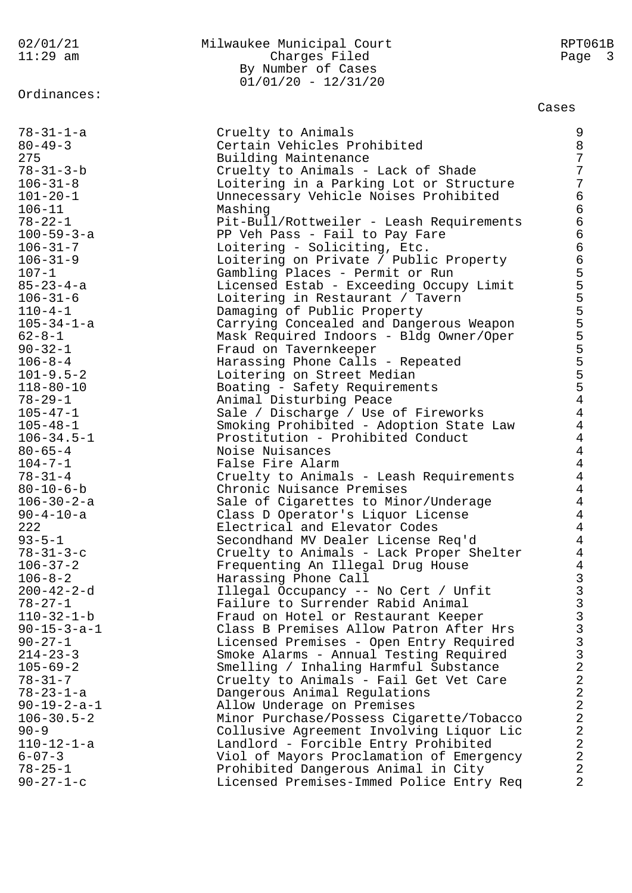Milwaukee Municipal Court
Charges Filed
By Number of Cases
01/01/20 - 12/31/20

Ordinances:

| | | Cases |
|---|---|---|
| 78-31-1-a | Cruelty to Animals | 9 |
| 80-49-3 | Certain Vehicles Prohibited | 8 |
| 275 | Building Maintenance | 7 |
| 78-31-3-b | Cruelty to Animals - Lack of Shade | 7 |
| 106-31-8 | Loitering in a Parking Lot or Structure | 7 |
| 101-20-1 | Unnecessary Vehicle Noises Prohibited | 6 |
| 106-11 | Mashing | 6 |
| 78-22-1 | Pit-Bull/Rottweiler - Leash Requirements | 6 |
| 100-59-3-a | PP Veh Pass - Fail to Pay Fare | 6 |
| 106-31-7 | Loitering - Soliciting, Etc. | 6 |
| 106-31-9 | Loitering on Private / Public Property | 6 |
| 107-1 | Gambling Places - Permit or Run | 5 |
| 85-23-4-a | Licensed Estab - Exceeding Occupy Limit | 5 |
| 106-31-6 | Loitering in Restaurant / Tavern | 5 |
| 110-4-1 | Damaging of Public Property | 5 |
| 105-34-1-a | Carrying Concealed and Dangerous Weapon | 5 |
| 62-8-1 | Mask Required Indoors - Bldg Owner/Oper | 5 |
| 90-32-1 | Fraud on Tavernkeeper | 5 |
| 106-8-4 | Harassing Phone Calls - Repeated | 5 |
| 101-9.5-2 | Loitering on Street Median | 5 |
| 118-80-10 | Boating - Safety Requirements | 5 |
| 78-29-1 | Animal Disturbing Peace | 4 |
| 105-47-1 | Sale / Discharge / Use of Fireworks | 4 |
| 105-48-1 | Smoking Prohibited - Adoption State Law | 4 |
| 106-34.5-1 | Prostitution - Prohibited Conduct | 4 |
| 80-65-4 | Noise Nuisances | 4 |
| 104-7-1 | False Fire Alarm | 4 |
| 78-31-4 | Cruelty to Animals - Leash Requirements | 4 |
| 80-10-6-b | Chronic Nuisance Premises | 4 |
| 106-30-2-a | Sale of Cigarettes to Minor/Underage | 4 |
| 90-4-10-a | Class D Operator's Liquor License | 4 |
| 222 | Electrical and Elevator Codes | 4 |
| 93-5-1 | Secondhand MV Dealer License Req'd | 4 |
| 78-31-3-c | Cruelty to Animals - Lack Proper Shelter | 4 |
| 106-37-2 | Frequenting An Illegal Drug House | 4 |
| 106-8-2 | Harassing Phone Call | 3 |
| 200-42-2-d | Illegal Occupancy -- No Cert / Unfit | 3 |
| 78-27-1 | Failure to Surrender Rabid Animal | 3 |
| 110-32-1-b | Fraud on Hotel or Restaurant Keeper | 3 |
| 90-15-3-a-1 | Class B Premises Allow Patron After Hrs | 3 |
| 90-27-1 | Licensed Premises - Open Entry Required | 3 |
| 214-23-3 | Smoke Alarms - Annual Testing Required | 3 |
| 105-69-2 | Smelling / Inhaling Harmful Substance | 2 |
| 78-31-7 | Cruelty to Animals - Fail Get Vet Care | 2 |
| 78-23-1-a | Dangerous Animal Regulations | 2 |
| 90-19-2-a-1 | Allow Underage on Premises | 2 |
| 106-30.5-2 | Minor Purchase/Possess Cigarette/Tobacco | 2 |
| 90-9 | Collusive Agreement Involving Liquor Lic | 2 |
| 110-12-1-a | Landlord - Forcible Entry Prohibited | 2 |
| 6-07-3 | Viol of Mayors Proclamation of Emergency | 2 |
| 78-25-1 | Prohibited Dangerous Animal in City | 2 |
| 90-27-1-c | Licensed Premises-Immed Police Entry Req | 2 |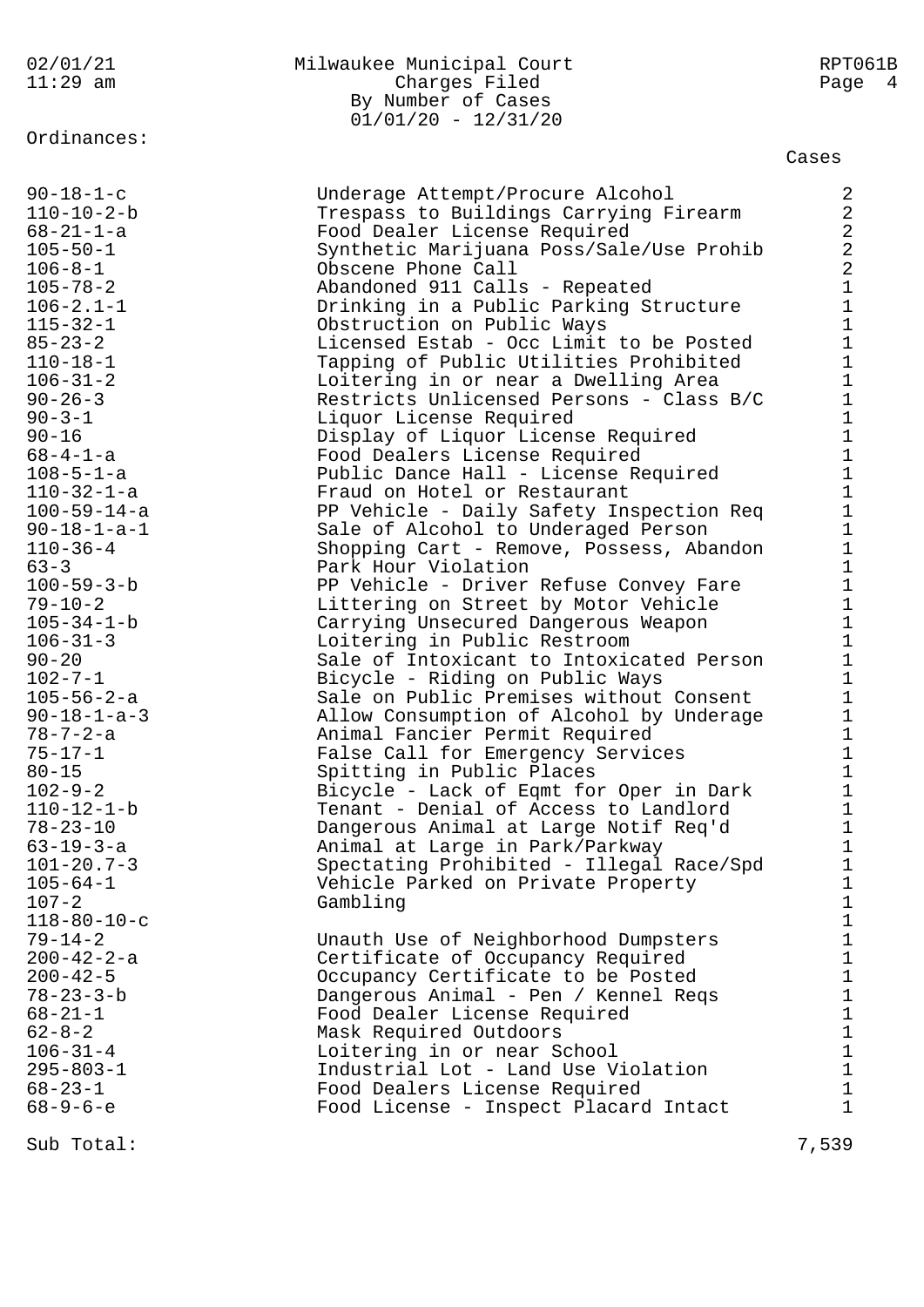Ordinances:

| | | Cases |
|---|---|---|
| 90-18-1-c | Underage Attempt/Procure Alcohol | 2 |
| 110-10-2-b | Trespass to Buildings Carrying Firearm | 2 |
| 68-21-1-a | Food Dealer License Required | 2 |
| 105-50-1 | Synthetic Marijuana Poss/Sale/Use Prohib | 2 |
| 106-8-1 | Obscene Phone Call | 2 |
| 105-78-2 | Abandoned 911 Calls - Repeated | 1 |
| 106-2.1-1 | Drinking in a Public Parking Structure | 1 |
| 115-32-1 | Obstruction on Public Ways | 1 |
| 85-23-2 | Licensed Estab - Occ Limit to be Posted | 1 |
| 110-18-1 | Tapping of Public Utilities Prohibited | 1 |
| 106-31-2 | Loitering in or near a Dwelling Area | 1 |
| 90-26-3 | Restricts Unlicensed Persons - Class B/C | 1 |
| 90-3-1 | Liquor License Required | 1 |
| 90-16 | Display of Liquor License Required | 1 |
| 68-4-1-a | Food Dealers License Required | 1 |
| 108-5-1-a | Public Dance Hall - License Required | 1 |
| 110-32-1-a | Fraud on Hotel or Restaurant | 1 |
| 100-59-14-a | PP Vehicle - Daily Safety Inspection Req | 1 |
| 90-18-1-a-1 | Sale of Alcohol to Underaged Person | 1 |
| 110-36-4 | Shopping Cart - Remove, Possess, Abandon | 1 |
| 63-3 | Park Hour Violation | 1 |
| 100-59-3-b | PP Vehicle - Driver Refuse Convey Fare | 1 |
| 79-10-2 | Littering on Street by Motor Vehicle | 1 |
| 105-34-1-b | Carrying Unsecured Dangerous Weapon | 1 |
| 106-31-3 | Loitering in Public Restroom | 1 |
| 90-20 | Sale of Intoxicant to Intoxicated Person | 1 |
| 102-7-1 | Bicycle - Riding on Public Ways | 1 |
| 105-56-2-a | Sale on Public Premises without Consent | 1 |
| 90-18-1-a-3 | Allow Consumption of Alcohol by Underage | 1 |
| 78-7-2-a | Animal Fancier Permit Required | 1 |
| 75-17-1 | False Call for Emergency Services | 1 |
| 80-15 | Spitting in Public Places | 1 |
| 102-9-2 | Bicycle - Lack of Eqmt for Oper in Dark | 1 |
| 110-12-1-b | Tenant - Denial of Access to Landlord | 1 |
| 78-23-10 | Dangerous Animal at Large Notif Req'd | 1 |
| 63-19-3-a | Animal at Large in Park/Parkway | 1 |
| 101-20.7-3 | Spectating Prohibited - Illegal Race/Spd | 1 |
| 105-64-1 | Vehicle Parked on Private Property | 1 |
| 107-2 | Gambling | 1 |
| 118-80-10-c | | 1 |
| 79-14-2 | Unauth Use of Neighborhood Dumpsters | 1 |
| 200-42-2-a | Certificate of Occupancy Required | 1 |
| 200-42-5 | Occupancy Certificate to be Posted | 1 |
| 78-23-3-b | Dangerous Animal - Pen / Kennel Reqs | 1 |
| 68-21-1 | Food Dealer License Required | 1 |
| 62-8-2 | Mask Required Outdoors | 1 |
| 106-31-4 | Loitering in or near School | 1 |
| 295-803-1 | Industrial Lot - Land Use Violation | 1 |
| 68-23-1 | Food Dealers License Required | 1 |
| 68-9-6-e | Food License - Inspect Placard Intact | 1 |
| Sub Total: | | 7,539 |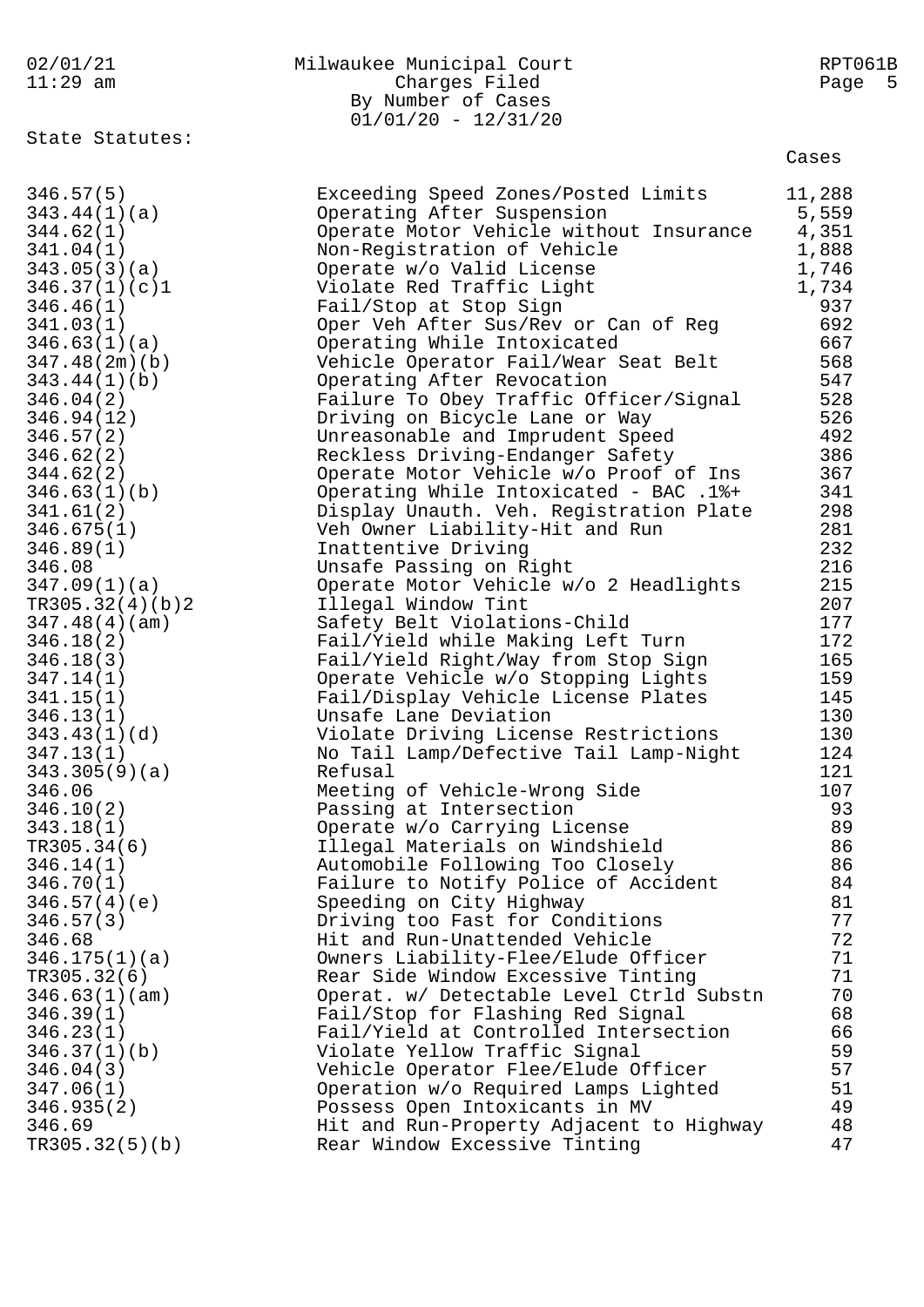Milwaukee Municipal Court
Charges Filed
By Number of Cases
01/01/20 - 12/31/20

State Statutes:

| | | Cases |
|---|---|---|
| 346.57(5) | Exceeding Speed Zones/Posted Limits | 11,288 |
| 343.44(1)(a) | Operating After Suspension | 5,559 |
| 344.62(1) | Operate Motor Vehicle without Insurance | 4,351 |
| 341.04(1) | Non-Registration of Vehicle | 1,888 |
| 343.05(3)(a) | Operate w/o Valid License | 1,746 |
| 346.37(1)(c)1 | Violate Red Traffic Light | 1,734 |
| 346.46(1) | Fail/Stop at Stop Sign | 937 |
| 341.03(1) | Oper Veh After Sus/Rev or Can of Reg | 692 |
| 346.63(1)(a) | Operating While Intoxicated | 667 |
| 347.48(2m)(b) | Vehicle Operator Fail/Wear Seat Belt | 568 |
| 343.44(1)(b) | Operating After Revocation | 547 |
| 346.04(2) | Failure To Obey Traffic Officer/Signal | 528 |
| 346.94(12) | Driving on Bicycle Lane or Way | 526 |
| 346.57(2) | Unreasonable and Imprudent Speed | 492 |
| 346.62(2) | Reckless Driving-Endanger Safety | 386 |
| 344.62(2) | Operate Motor Vehicle w/o Proof of Ins | 367 |
| 346.63(1)(b) | Operating While Intoxicated - BAC .1%+ | 341 |
| 341.61(2) | Display Unauth. Veh. Registration Plate | 298 |
| 346.675(1) | Veh Owner Liability-Hit and Run | 281 |
| 346.89(1) | Inattentive Driving | 232 |
| 346.08 | Unsafe Passing on Right | 216 |
| 347.09(1)(a) | Operate Motor Vehicle w/o 2 Headlights | 215 |
| TR305.32(4)(b)2 | Illegal Window Tint | 207 |
| 347.48(4)(am) | Safety Belt Violations-Child | 177 |
| 346.18(2) | Fail/Yield while Making Left Turn | 172 |
| 346.18(3) | Fail/Yield Right/Way from Stop Sign | 165 |
| 347.14(1) | Operate Vehicle w/o Stopping Lights | 159 |
| 341.15(1) | Fail/Display Vehicle License Plates | 145 |
| 346.13(1) | Unsafe Lane Deviation | 130 |
| 343.43(1)(d) | Violate Driving License Restrictions | 130 |
| 347.13(1) | No Tail Lamp/Defective Tail Lamp-Night | 124 |
| 343.305(9)(a) | Refusal | 121 |
| 346.06 | Meeting of Vehicle-Wrong Side | 107 |
| 346.10(2) | Passing at Intersection | 93 |
| 343.18(1) | Operate w/o Carrying License | 89 |
| TR305.34(6) | Illegal Materials on Windshield | 86 |
| 346.14(1) | Automobile Following Too Closely | 86 |
| 346.70(1) | Failure to Notify Police of Accident | 84 |
| 346.57(4)(e) | Speeding on City Highway | 81 |
| 346.57(3) | Driving too Fast for Conditions | 77 |
| 346.68 | Hit and Run-Unattended Vehicle | 72 |
| 346.175(1)(a) | Owners Liability-Flee/Elude Officer | 71 |
| TR305.32(6) | Rear Side Window Excessive Tinting | 71 |
| 346.63(1)(am) | Operat. w/ Detectable Level Ctrld Substn | 70 |
| 346.39(1) | Fail/Stop for Flashing Red Signal | 68 |
| 346.23(1) | Fail/Yield at Controlled Intersection | 66 |
| 346.37(1)(b) | Violate Yellow Traffic Signal | 59 |
| 346.04(3) | Vehicle Operator Flee/Elude Officer | 57 |
| 347.06(1) | Operation w/o Required Lamps Lighted | 51 |
| 346.935(2) | Possess Open Intoxicants in MV | 49 |
| 346.69 | Hit and Run-Property Adjacent to Highway | 48 |
| TR305.32(5)(b) | Rear Window Excessive Tinting | 47 |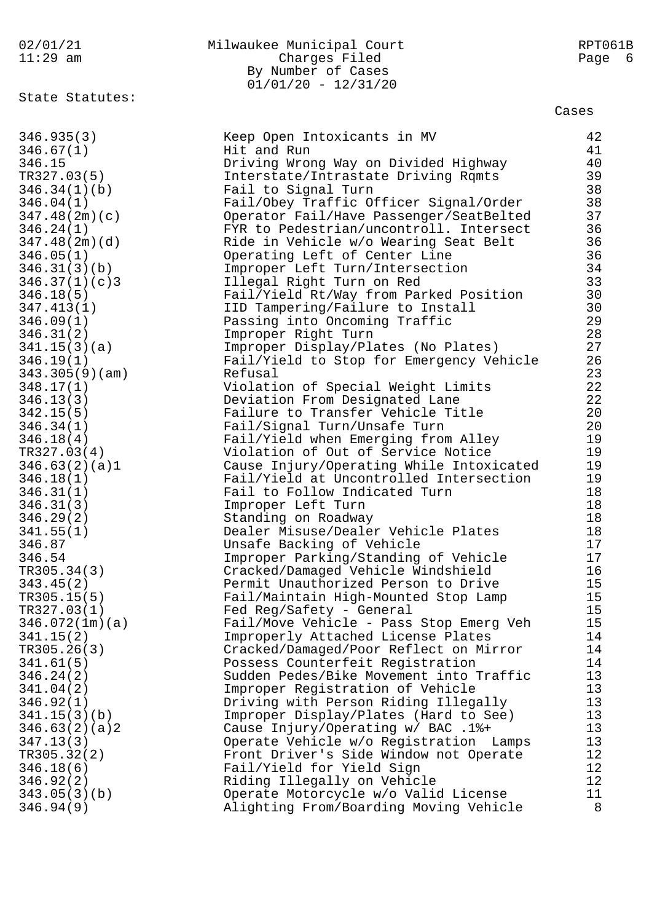State Statutes:

| | | Cases |
|---|---|---|
| 346.935(3) | Keep Open Intoxicants in MV | 42 |
| 346.67(1) | Hit and Run | 41 |
| 346.15 | Driving Wrong Way on Divided Highway | 40 |
| TR327.03(5) | Interstate/Intrastate Driving Rqmts | 39 |
| 346.34(1)(b) | Fail to Signal Turn | 38 |
| 346.04(1) | Fail/Obey Traffic Officer Signal/Order | 38 |
| 347.48(2m)(c) | Operator Fail/Have Passenger/SeatBelted | 37 |
| 346.24(1) | FYR to Pedestrian/uncontroll. Intersect | 36 |
| 347.48(2m)(d) | Ride in Vehicle w/o Wearing Seat Belt | 36 |
| 346.05(1) | Operating Left of Center Line | 36 |
| 346.31(3)(b) | Improper Left Turn/Intersection | 34 |
| 346.37(1)(c)3 | Illegal Right Turn on Red | 33 |
| 346.18(5) | Fail/Yield Rt/Way from Parked Position | 30 |
| 347.413(1) | IID Tampering/Failure to Install | 30 |
| 346.09(1) | Passing into Oncoming Traffic | 29 |
| 346.31(2) | Improper Right Turn | 28 |
| 341.15(3)(a) | Improper Display/Plates (No Plates) | 27 |
| 346.19(1) | Fail/Yield to Stop for Emergency Vehicle | 26 |
| 343.305(9)(am) | Refusal | 23 |
| 348.17(1) | Violation of Special Weight Limits | 22 |
| 346.13(3) | Deviation From Designated Lane | 22 |
| 342.15(5) | Failure to Transfer Vehicle Title | 20 |
| 346.34(1) | Fail/Signal Turn/Unsafe Turn | 20 |
| 346.18(4) | Fail/Yield when Emerging from Alley | 19 |
| TR327.03(4) | Violation of Out of Service Notice | 19 |
| 346.63(2)(a)1 | Cause Injury/Operating While Intoxicated | 19 |
| 346.18(1) | Fail/Yield at Uncontrolled Intersection | 19 |
| 346.31(1) | Fail to Follow Indicated Turn | 18 |
| 346.31(3) | Improper Left Turn | 18 |
| 346.29(2) | Standing on Roadway | 18 |
| 341.55(1) | Dealer Misuse/Dealer Vehicle Plates | 18 |
| 346.87 | Unsafe Backing of Vehicle | 17 |
| 346.54 | Improper Parking/Standing of Vehicle | 17 |
| TR305.34(3) | Cracked/Damaged Vehicle Windshield | 16 |
| 343.45(2) | Permit Unauthorized Person to Drive | 15 |
| TR305.15(5) | Fail/Maintain High-Mounted Stop Lamp | 15 |
| TR327.03(1) | Fed Reg/Safety - General | 15 |
| 346.072(1m)(a) | Fail/Move Vehicle - Pass Stop Emerg Veh | 15 |
| 341.15(2) | Improperly Attached License Plates | 14 |
| TR305.26(3) | Cracked/Damaged/Poor Reflect on Mirror | 14 |
| 341.61(5) | Possess Counterfeit Registration | 14 |
| 346.24(2) | Sudden Pedes/Bike Movement into Traffic | 13 |
| 341.04(2) | Improper Registration of Vehicle | 13 |
| 346.92(1) | Driving with Person Riding Illegally | 13 |
| 341.15(3)(b) | Improper Display/Plates (Hard to See) | 13 |
| 346.63(2)(a)2 | Cause Injury/Operating w/ BAC .1%+ | 13 |
| 347.13(3) | Operate Vehicle w/o Registration Lamps | 13 |
| TR305.32(2) | Front Driver's Side Window not Operate | 12 |
| 346.18(6) | Fail/Yield for Yield Sign | 12 |
| 346.92(2) | Riding Illegally on Vehicle | 12 |
| 343.05(3)(b) | Operate Motorcycle w/o Valid License | 11 |
| 346.94(9) | Alighting From/Boarding Moving Vehicle | 8 |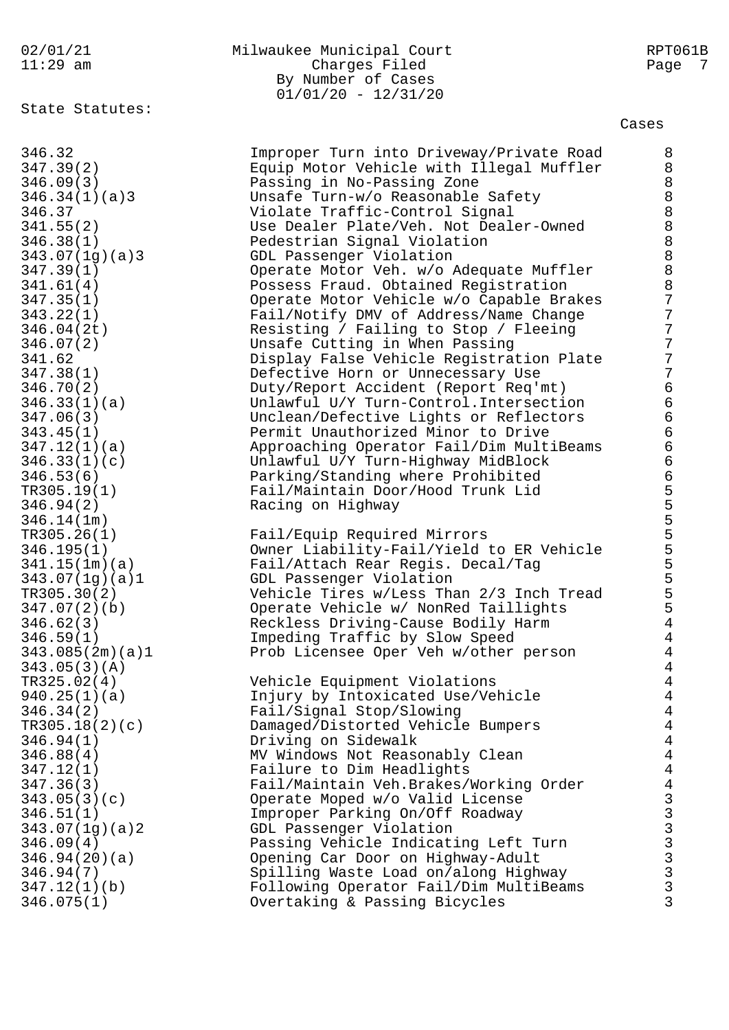State Statutes:

| | | Cases |
|---|---|---|
| 346.32 | Improper Turn into Driveway/Private Road | 8 |
| 347.39(2) | Equip Motor Vehicle with Illegal Muffler | 8 |
| 346.09(3) | Passing in No-Passing Zone | 8 |
| 346.34(1)(a)3 | Unsafe Turn-w/o Reasonable Safety | 8 |
| 346.37 | Violate Traffic-Control Signal | 8 |
| 341.55(2) | Use Dealer Plate/Veh. Not Dealer-Owned | 8 |
| 346.38(1) | Pedestrian Signal Violation | 8 |
| 343.07(1g)(a)3 | GDL Passenger Violation | 8 |
| 347.39(1) | Operate Motor Veh. w/o Adequate Muffler | 8 |
| 341.61(4) | Possess Fraud. Obtained Registration | 8 |
| 347.35(1) | Operate Motor Vehicle w/o Capable Brakes | 7 |
| 343.22(1) | Fail/Notify DMV of Address/Name Change | 7 |
| 346.04(2t) | Resisting / Failing to Stop / Fleeing | 7 |
| 346.07(2) | Unsafe Cutting in When Passing | 7 |
| 341.62 | Display False Vehicle Registration Plate | 7 |
| 347.38(1) | Defective Horn or Unnecessary Use | 7 |
| 346.70(2) | Duty/Report Accident (Report Req'mt) | 6 |
| 346.33(1)(a) | Unlawful U/Y Turn-Control.Intersection | 6 |
| 347.06(3) | Unclean/Defective Lights or Reflectors | 6 |
| 343.45(1) | Permit Unauthorized Minor to Drive | 6 |
| 347.12(1)(a) | Approaching Operator Fail/Dim MultiBeams | 6 |
| 346.33(1)(c) | Unlawful U/Y Turn-Highway MidBlock | 6 |
| 346.53(6) | Parking/Standing where Prohibited | 6 |
| TR305.19(1) | Fail/Maintain Door/Hood Trunk Lid | 5 |
| 346.94(2) | Racing on Highway | 5 |
| 346.14(1m) | | 5 |
| TR305.26(1) | Fail/Equip Required Mirrors | 5 |
| 346.195(1) | Owner Liability-Fail/Yield to ER Vehicle | 5 |
| 341.15(1m)(a) | Fail/Attach Rear Regis. Decal/Tag | 5 |
| 343.07(1g)(a)1 | GDL Passenger Violation | 5 |
| TR305.30(2) | Vehicle Tires w/Less Than 2/3 Inch Tread | 5 |
| 347.07(2)(b) | Operate Vehicle w/ NonRed Taillights | 5 |
| 346.62(3) | Reckless Driving-Cause Bodily Harm | 4 |
| 346.59(1) | Impeding Traffic by Slow Speed | 4 |
| 343.085(2m)(a)1 | Prob Licensee Oper Veh w/other person | 4 |
| 343.05(3)(A) | | 4 |
| TR325.02(4) | Vehicle Equipment Violations | 4 |
| 940.25(1)(a) | Injury by Intoxicated Use/Vehicle | 4 |
| 346.34(2) | Fail/Signal Stop/Slowing | 4 |
| TR305.18(2)(c) | Damaged/Distorted Vehicle Bumpers | 4 |
| 346.94(1) | Driving on Sidewalk | 4 |
| 346.88(4) | MV Windows Not Reasonably Clean | 4 |
| 347.12(1) | Failure to Dim Headlights | 4 |
| 347.36(3) | Fail/Maintain Veh.Brakes/Working Order | 4 |
| 343.05(3)(c) | Operate Moped w/o Valid License | 3 |
| 346.51(1) | Improper Parking On/Off Roadway | 3 |
| 343.07(1g)(a)2 | GDL Passenger Violation | 3 |
| 346.09(4) | Passing Vehicle Indicating Left Turn | 3 |
| 346.94(20)(a) | Opening Car Door on Highway-Adult | 3 |
| 346.94(7) | Spilling Waste Load on/along Highway | 3 |
| 347.12(1)(b) | Following Operator Fail/Dim MultiBeams | 3 |
| 346.075(1) | Overtaking & Passing Bicycles | 3 |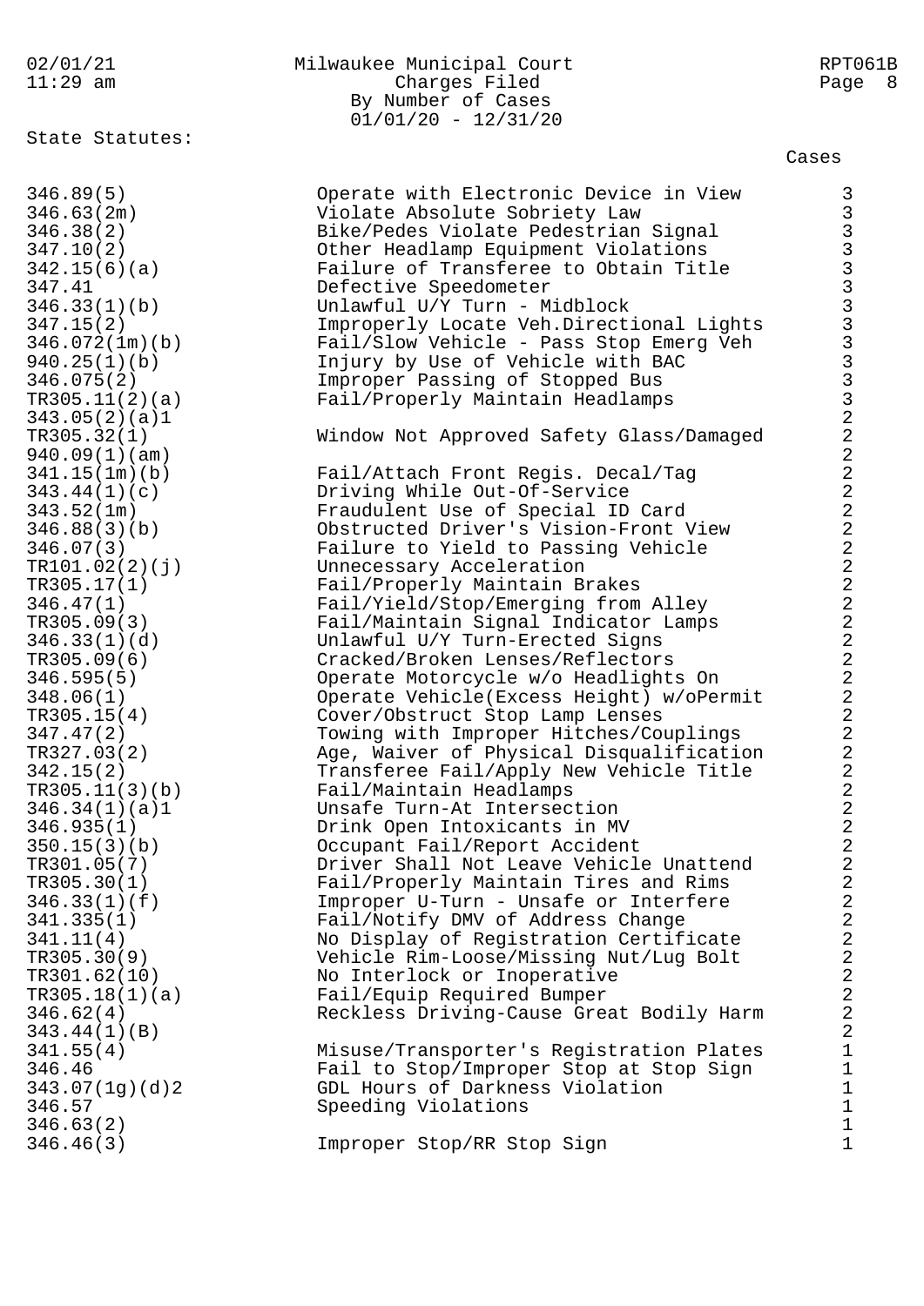State Statutes:

| | | Cases |
|---|---|---|
| 346.89(5) | Operate with Electronic Device in View | 3 |
| 346.63(2m) | Violate Absolute Sobriety Law | 3 |
| 346.38(2) | Bike/Pedes Violate Pedestrian Signal | 3 |
| 347.10(2) | Other Headlamp Equipment Violations | 3 |
| 342.15(6)(a) | Failure of Transferee to Obtain Title | 3 |
| 347.41 | Defective Speedometer | 3 |
| 346.33(1)(b) | Unlawful U/Y Turn - Midblock | 3 |
| 347.15(2) | Improperly Locate Veh.Directional Lights | 3 |
| 346.072(1m)(b) | Fail/Slow Vehicle - Pass Stop Emerg Veh | 3 |
| 940.25(1)(b) | Injury by Use of Vehicle with BAC | 3 |
| 346.075(2) | Improper Passing of Stopped Bus | 3 |
| TR305.11(2)(a) | Fail/Properly Maintain Headlamps | 3 |
| 343.05(2)(a)1 | | 2 |
| TR305.32(1) | Window Not Approved Safety Glass/Damaged | 2 |
| 940.09(1)(am) | | 2 |
| 341.15(1m)(b) | Fail/Attach Front Regis. Decal/Tag | 2 |
| 343.44(1)(c) | Driving While Out-Of-Service | 2 |
| 343.52(1m) | Fraudulent Use of Special ID Card | 2 |
| 346.88(3)(b) | Obstructed Driver's Vision-Front View | 2 |
| 346.07(3) | Failure to Yield to Passing Vehicle | 2 |
| TR101.02(2)(j) | Unnecessary Acceleration | 2 |
| TR305.17(1) | Fail/Properly Maintain Brakes | 2 |
| 346.47(1) | Fail/Yield/Stop/Emerging from Alley | 2 |
| TR305.09(3) | Fail/Maintain Signal Indicator Lamps | 2 |
| 346.33(1)(d) | Unlawful U/Y Turn-Erected Signs | 2 |
| TR305.09(6) | Cracked/Broken Lenses/Reflectors | 2 |
| 346.595(5) | Operate Motorcycle w/o Headlights On | 2 |
| 348.06(1) | Operate Vehicle(Excess Height) w/oPermit | 2 |
| TR305.15(4) | Cover/Obstruct Stop Lamp Lenses | 2 |
| 347.47(2) | Towing with Improper Hitches/Couplings | 2 |
| TR327.03(2) | Age, Waiver of Physical Disqualification | 2 |
| 342.15(2) | Transferee Fail/Apply New Vehicle Title | 2 |
| TR305.11(3)(b) | Fail/Maintain Headlamps | 2 |
| 346.34(1)(a)1 | Unsafe Turn-At Intersection | 2 |
| 346.935(1) | Drink Open Intoxicants in MV | 2 |
| 350.15(3)(b) | Occupant Fail/Report Accident | 2 |
| TR301.05(7) | Driver Shall Not Leave Vehicle Unattend | 2 |
| TR305.30(1) | Fail/Properly Maintain Tires and Rims | 2 |
| 346.33(1)(f) | Improper U-Turn - Unsafe or Interfere | 2 |
| 341.335(1) | Fail/Notify DMV of Address Change | 2 |
| 341.11(4) | No Display of Registration Certificate | 2 |
| TR305.30(9) | Vehicle Rim-Loose/Missing Nut/Lug Bolt | 2 |
| TR301.62(10) | No Interlock or Inoperative | 2 |
| TR305.18(1)(a) | Fail/Equip Required Bumper | 2 |
| 346.62(4) | Reckless Driving-Cause Great Bodily Harm | 2 |
| 343.44(1)(B) | | 2 |
| 341.55(4) | Misuse/Transporter's Registration Plates | 1 |
| 346.46 | Fail to Stop/Improper Stop at Stop Sign | 1 |
| 343.07(1g)(d)2 | GDL Hours of Darkness Violation | 1 |
| 346.57 | Speeding Violations | 1 |
| 346.63(2) | | 1 |
| 346.46(3) | Improper Stop/RR Stop Sign | 1 |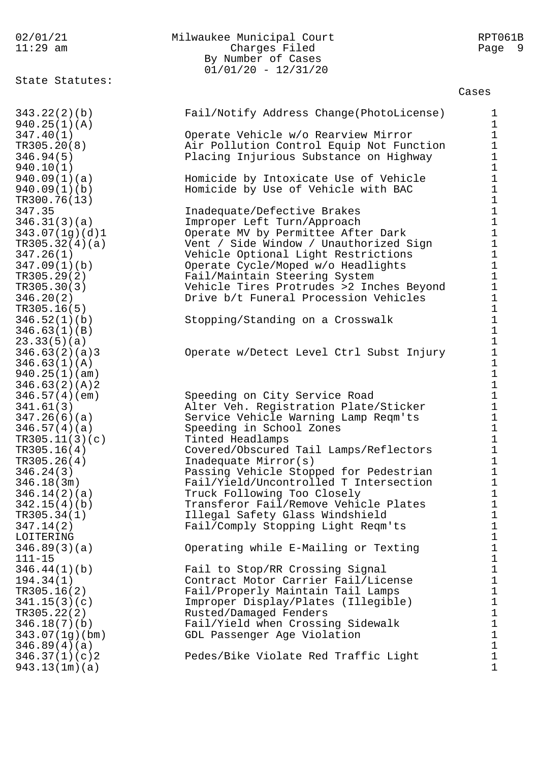Milwaukee Municipal Court
Charges Filed
By Number of Cases
01/01/20 - 12/31/20

State Statutes:

| | | Cases |
|---|---|---|
| 343.22(2)(b) | Fail/Notify Address Change(PhotoLicense) | 1 |
| 940.25(1)(A) | | 1 |
| 347.40(1) | Operate Vehicle w/o Rearview Mirror | 1 |
| TR305.20(8) | Air Pollution Control Equip Not Function | 1 |
| 346.94(5) | Placing Injurious Substance on Highway | 1 |
| 940.10(1) | | 1 |
| 940.09(1)(a) | Homicide by Intoxicate Use of Vehicle | 1 |
| 940.09(1)(b) | Homicide by Use of Vehicle with BAC | 1 |
| TR300.76(13) | | 1 |
| 347.35 | Inadequate/Defective Brakes | 1 |
| 346.31(3)(a) | Improper Left Turn/Approach | 1 |
| 343.07(1g)(d)1 | Operate MV by Permittee After Dark | 1 |
| TR305.32(4)(a) | Vent / Side Window / Unauthorized Sign | 1 |
| 347.26(1) | Vehicle Optional Light Restrictions | 1 |
| 347.09(1)(b) | Operate Cycle/Moped w/o Headlights | 1 |
| TR305.29(2) | Fail/Maintain Steering System | 1 |
| TR305.30(3) | Vehicle Tires Protrudes >2 Inches Beyond | 1 |
| 346.20(2) | Drive b/t Funeral Procession Vehicles | 1 |
| TR305.16(5) | | 1 |
| 346.52(1)(b) | Stopping/Standing on a Crosswalk | 1 |
| 346.63(1)(B) | | 1 |
| 23.33(5)(a) | | 1 |
| 346.63(2)(a)3 | Operate w/Detect Level Ctrl Subst Injury | 1 |
| 346.63(1)(A) | | 1 |
| 940.25(1)(am) | | 1 |
| 346.63(2)(A)2 | | 1 |
| 346.57(4)(em) | Speeding on City Service Road | 1 |
| 341.61(3) | Alter Veh. Registration Plate/Sticker | 1 |
| 347.26(6)(a) | Service Vehicle Warning Lamp Reqm'ts | 1 |
| 346.57(4)(a) | Speeding in School Zones | 1 |
| TR305.11(3)(c) | Tinted Headlamps | 1 |
| TR305.16(4) | Covered/Obscured Tail Lamps/Reflectors | 1 |
| TR305.26(4) | Inadequate Mirror(s) | 1 |
| 346.24(3) | Passing Vehicle Stopped for Pedestrian | 1 |
| 346.18(3m) | Fail/Yield/Uncontrolled T Intersection | 1 |
| 346.14(2)(a) | Truck Following Too Closely | 1 |
| 342.15(4)(b) | Transferor Fail/Remove Vehicle Plates | 1 |
| TR305.34(1) | Illegal Safety Glass Windshield | 1 |
| 347.14(2) | Fail/Comply Stopping Light Reqm'ts | 1 |
| LOITERING | | 1 |
| 346.89(3)(a) | Operating while E-Mailing or Texting | 1 |
| 111-15 | | 1 |
| 346.44(1)(b) | Fail to Stop/RR Crossing Signal | 1 |
| 194.34(1) | Contract Motor Carrier Fail/License | 1 |
| TR305.16(2) | Fail/Properly Maintain Tail Lamps | 1 |
| 341.15(3)(c) | Improper Display/Plates (Illegible) | 1 |
| TR305.22(2) | Rusted/Damaged Fenders | 1 |
| 346.18(7)(b) | Fail/Yield when Crossing Sidewalk | 1 |
| 343.07(1g)(bm) | GDL Passenger Age Violation | 1 |
| 346.89(4)(a) | | 1 |
| 346.37(1)(c)2 | Pedes/Bike Violate Red Traffic Light | 1 |
| 943.13(1m)(a) | | 1 |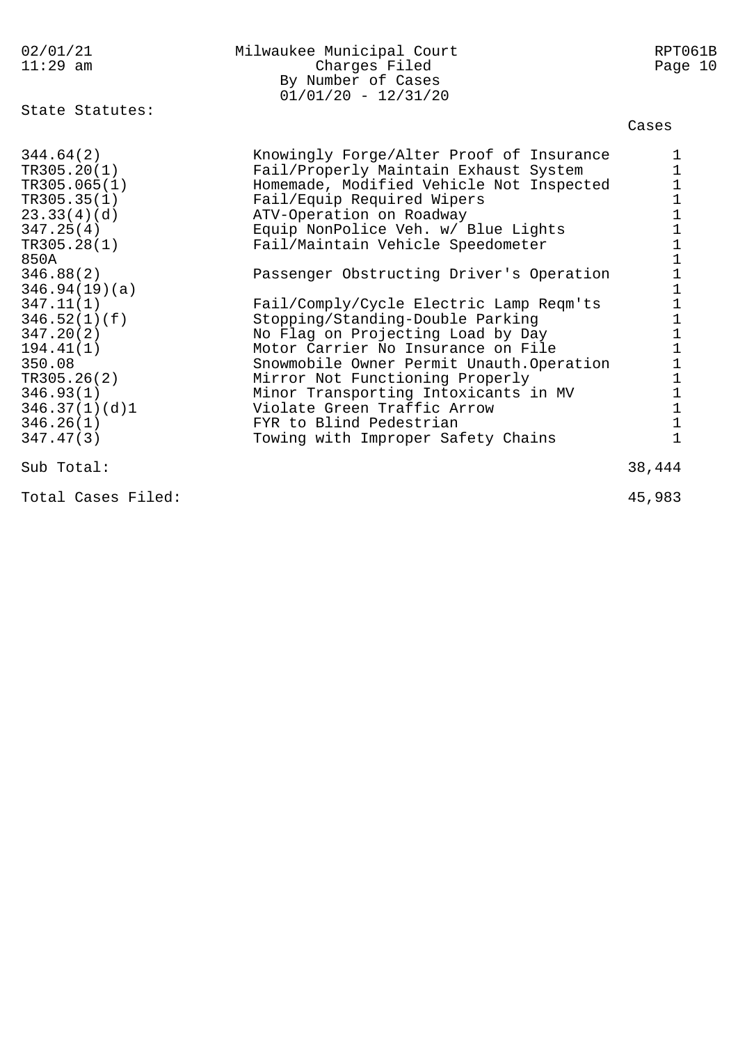State Statutes:

| | | Cases |
|---|---|---|
| 344.64(2) | Knowingly Forge/Alter Proof of Insurance | 1 |
| TR305.20(1) | Fail/Properly Maintain Exhaust System | 1 |
| TR305.065(1) | Homemade, Modified Vehicle Not Inspected | 1 |
| TR305.35(1) | Fail/Equip Required Wipers | 1 |
| 23.33(4)(d) | ATV-Operation on Roadway | 1 |
| 347.25(4) | Equip NonPolice Veh. w/ Blue Lights | 1 |
| TR305.28(1) | Fail/Maintain Vehicle Speedometer | 1 |
| 850A | | 1 |
| 346.88(2) | Passenger Obstructing Driver's Operation | 1 |
| 346.94(19)(a) | | 1 |
| 347.11(1) | Fail/Comply/Cycle Electric Lamp Reqm'ts | 1 |
| 346.52(1)(f) | Stopping/Standing-Double Parking | 1 |
| 347.20(2) | No Flag on Projecting Load by Day | 1 |
| 194.41(1) | Motor Carrier No Insurance on File | 1 |
| 350.08 | Snowmobile Owner Permit Unauth.Operation | 1 |
| TR305.26(2) | Mirror Not Functioning Properly | 1 |
| 346.93(1) | Minor Transporting Intoxicants in MV | 1 |
| 346.37(1)(d)1 | Violate Green Traffic Arrow | 1 |
| 346.26(1) | FYR to Blind Pedestrian | 1 |
| 347.47(3) | Towing with Improper Safety Chains | 1 |
| Sub Total: | | 38,444 |
| Total Cases Filed: | | 45,983 |